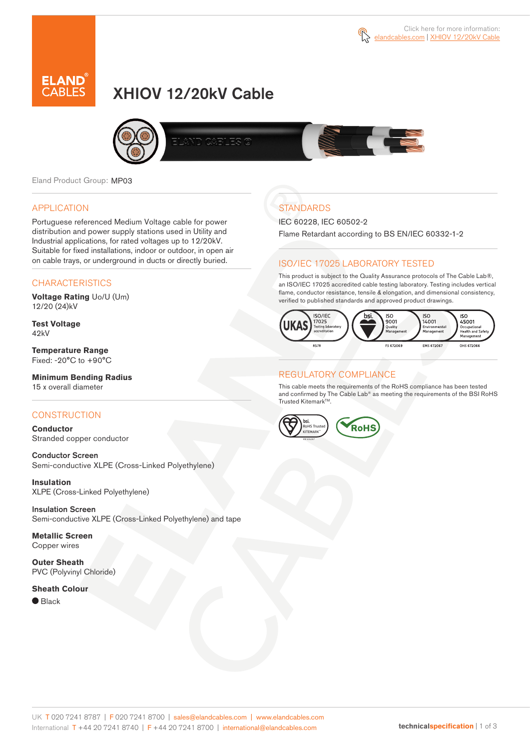Click here for more information: elandcables.com | XHIOV 12/20kV Cable

# XHIOV 12/20kV Cable

Eland Product Group: MP03

## APPLICATION

Portuguese referenced Medium Voltage cable for power distribution and power supply stations used in Utility and Industrial applications, for rated voltages up to 12/20kV. Suitable for fixed installations, indoor or outdoor, in open air on cable trays, or underground in ducts or directly buried.

## CHARACTERISTICS

**Voltage Rating** Uo/U (Um)
12/20 (24)kV

**Test Voltage**
42kV

**Temperature Range**
Fixed: -20°C to +90°C

**Minimum Bending Radius**
15 x overall diameter

## CONSTRUCTION

**Conductor**
Stranded copper conductor

**Conductor Screen**
Semi-conductive XLPE (Cross-Linked Polyethylene)

**Insulation**
XLPE (Cross-Linked Polyethylene)

**Insulation Screen**
Semi-conductive XLPE (Cross-Linked Polyethylene) and tape

**Metallic Screen**
Copper wires

**Outer Sheath**
PVC (Polyvinyl Chloride)

**Sheath Colour**
● Black

## STANDARDS

IEC 60228, IEC 60502-2

Flame Retardant according to BS EN/IEC 60332-1-2

## ISO/IEC 17025 LABORATORY TESTED

This product is subject to the Quality Assurance protocols of The Cable Lab®, an ISO/IEC 17025 accredited cable testing laboratory. Testing includes vertical flame, conductor resistance, tensile & elongation, and dimensional consistency, verified to published standards and approved product drawings.

UKAS ISO/IEC 17025 Testing laboratory accreditation 8578 | bsi ISO 9001 Quality Management FS 672069 | ISO 14001 Environmental Management EMS 672067 | ISO 45001 Occupational Health and Safety Management OHS 672066

## REGULATORY COMPLIANCE

This cable meets the requirements of the RoHS compliance has been tested and confirmed by The Cable Lab® as meeting the requirements of the BSI RoHS Trusted Kitemark™.

bsi RoHS Trusted KITEMARK™ | RoHS

UK T 020 7241 8787 | F 020 7241 8700 | sales@elandcables.com | www.elandcables.com
International T +44 20 7241 8740 | F +44 20 7241 8700 | international@elandcables.com

technicalspecification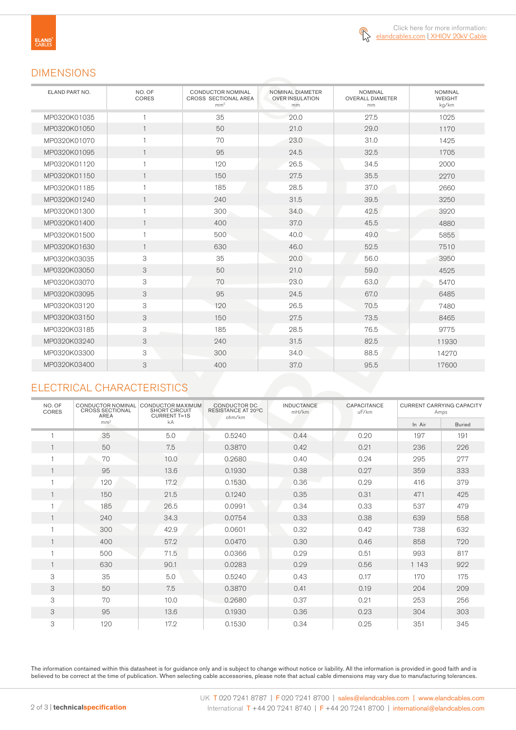Click here for more information: elandcables.com | XHIOV 20kV Cable

## DIMENSIONS

| ELAND PART NO. | NO. OF CORES | CONDUCTOR NOMINAL CROSS SECTIONAL AREA $mm^2$ | NOMINAL DIAMETER OVER INSULATION mm | NOMINAL OVERALL DIAMETER mm | NOMINAL WEIGHT kg/km |
|---|---|---|---|---|---|
| MP0320K01035 | 1 | 35 | 20.0 | 27.5 | 1025 |
| MP0320K01050 | 1 | 50 | 21.0 | 29.0 | 1170 |
| MP0320K01070 | 1 | 70 | 23.0 | 31.0 | 1425 |
| MP0320K01095 | 1 | 95 | 24.5 | 32.5 | 1705 |
| MP0320K01120 | 1 | 120 | 26.5 | 34.5 | 2000 |
| MP0320K01150 | 1 | 150 | 27.5 | 35.5 | 2270 |
| MP0320K01185 | 1 | 185 | 28.5 | 37.0 | 2660 |
| MP0320K01240 | 1 | 240 | 31.5 | 39.5 | 3250 |
| MP0320K01300 | 1 | 300 | 34.0 | 42.5 | 3920 |
| MP0320K01400 | 1 | 400 | 37.0 | 45.5 | 4880 |
| MP0320K01500 | 1 | 500 | 40.0 | 49.0 | 5855 |
| MP0320K01630 | 1 | 630 | 46.0 | 52.5 | 7510 |
| MP0320K03035 | 3 | 35 | 20.0 | 56.0 | 3950 |
| MP0320K03050 | 3 | 50 | 21.0 | 59.0 | 4525 |
| MP0320K03070 | 3 | 70 | 23.0 | 63.0 | 5470 |
| MP0320K03095 | 3 | 95 | 24.5 | 67.0 | 6485 |
| MP0320K03120 | 3 | 120 | 26.5 | 70.5 | 7480 |
| MP0320K03150 | 3 | 150 | 27.5 | 73.5 | 8465 |
| MP0320K03185 | 3 | 185 | 28.5 | 76.5 | 9775 |
| MP0320K03240 | 3 | 240 | 31.5 | 82.5 | 11930 |
| MP0320K03300 | 3 | 300 | 34.0 | 88.5 | 14270 |
| MP0320K03400 | 3 | 400 | 37.0 | 95.5 | 17600 |

## ELECTRICAL CHARACTERISTICS

| NO. OF CORES | CONDUCTOR NOMINAL CROSS SECTIONAL AREA $mm^2$ | CONDUCTOR MAXIMUM SHORT CIRCUIT CURRENT T=1S kA | CONDUCTOR DC RESISTANCE AT 20°C ohm/km | INDUCTANCE mH/km | CAPACITANCE uF/km | CURRENT CARRYING CAPACITY Amps | |
|---|---|---|---|---|---|---|---|
| | | | | | | In Air | Buried |
| 1 | 35 | 5.0 | 0.5240 | 0.44 | 0.20 | 197 | 191 |
| 1 | 50 | 7.5 | 0.3870 | 0.42 | 0.21 | 236 | 226 |
| 1 | 70 | 10.0 | 0.2680 | 0.40 | 0.24 | 295 | 277 |
| 1 | 95 | 13.6 | 0.1930 | 0.38 | 0.27 | 359 | 333 |
| 1 | 120 | 17.2 | 0.1530 | 0.36 | 0.29 | 416 | 379 |
| 1 | 150 | 21.5 | 0.1240 | 0.35 | 0.31 | 471 | 425 |
| 1 | 185 | 26.5 | 0.0991 | 0.34 | 0.33 | 537 | 479 |
| 1 | 240 | 34.3 | 0.0754 | 0.33 | 0.38 | 639 | 558 |
| 1 | 300 | 42.9 | 0.0601 | 0.32 | 0.42 | 738 | 632 |
| 1 | 400 | 57.2 | 0.0470 | 0.30 | 0.46 | 858 | 720 |
| 1 | 500 | 71.5 | 0.0366 | 0.29 | 0.51 | 993 | 817 |
| 1 | 630 | 90.1 | 0.0283 | 0.29 | 0.56 | 1 143 | 922 |
| 3 | 35 | 5.0 | 0.5240 | 0.43 | 0.17 | 170 | 175 |
| 3 | 50 | 7.5 | 0.3870 | 0.41 | 0.19 | 204 | 209 |
| 3 | 70 | 10.0 | 0.2680 | 0.37 | 0.21 | 253 | 256 |
| 3 | 95 | 13.6 | 0.1930 | 0.36 | 0.23 | 304 | 303 |
| 3 | 120 | 17.2 | 0.1530 | 0.34 | 0.25 | 351 | 345 |

The information contained within this datasheet is for guidance only and is subject to change without notice or liability. All the information is provided in good faith and is believed to be correct at the time of publication. When selecting cable accessories, please note that actual cable dimensions may vary due to manufacturing tolerances.

UK T 020 7241 8787 | F 020 7241 8700 | sales@elandcables.com | www.elandcables.com
International T +44 20 7241 8740 | F +44 20 7241 8700 | international@elandcables.com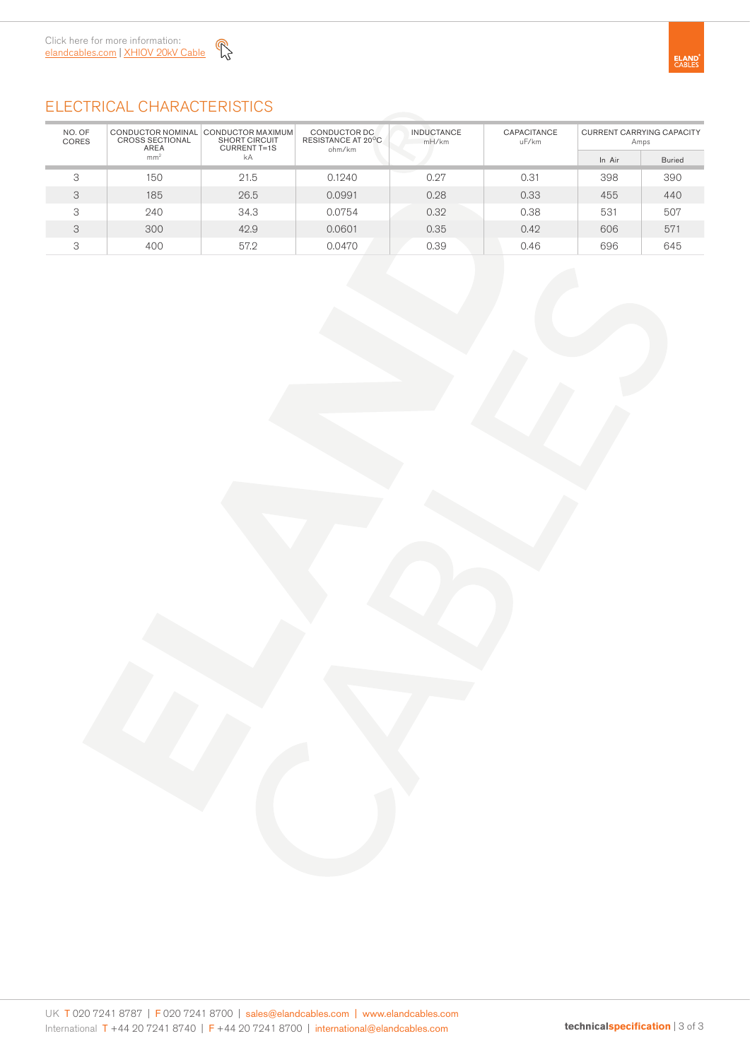Click here for more information:
elandcables.com | XHIOV 20kV Cable

## ELECTRICAL CHARACTERISTICS

| NO. OF CORES | CONDUCTOR NOMINAL CROSS SECTIONAL AREA mm² | CONDUCTOR MAXIMUM SHORT CIRCUIT CURRENT T=1S kA | CONDUCTOR DC RESISTANCE AT 20°C ohm/km | INDUCTANCE mH/km | CAPACITANCE uF/km | CURRENT CARRYING CAPACITY Amps | |
|---|---|---|---|---|---|---|---|
| | | | | | | In Air | Buried |
| 3 | 150 | 21.5 | 0.1240 | 0.27 | 0.31 | 398 | 390 |
| 3 | 185 | 26.5 | 0.0991 | 0.28 | 0.33 | 455 | 440 |
| 3 | 240 | 34.3 | 0.0754 | 0.32 | 0.38 | 531 | 507 |
| 3 | 300 | 42.9 | 0.0601 | 0.35 | 0.42 | 606 | 571 |
| 3 | 400 | 57.2 | 0.0470 | 0.39 | 0.46 | 696 | 645 |

UK T 020 7241 8787 | F 020 7241 8700 | sales@elandcables.com | www.elandcables.com
International T +44 20 7241 8740 | F +44 20 7241 8700 | international@elandcables.com

technicalspecification